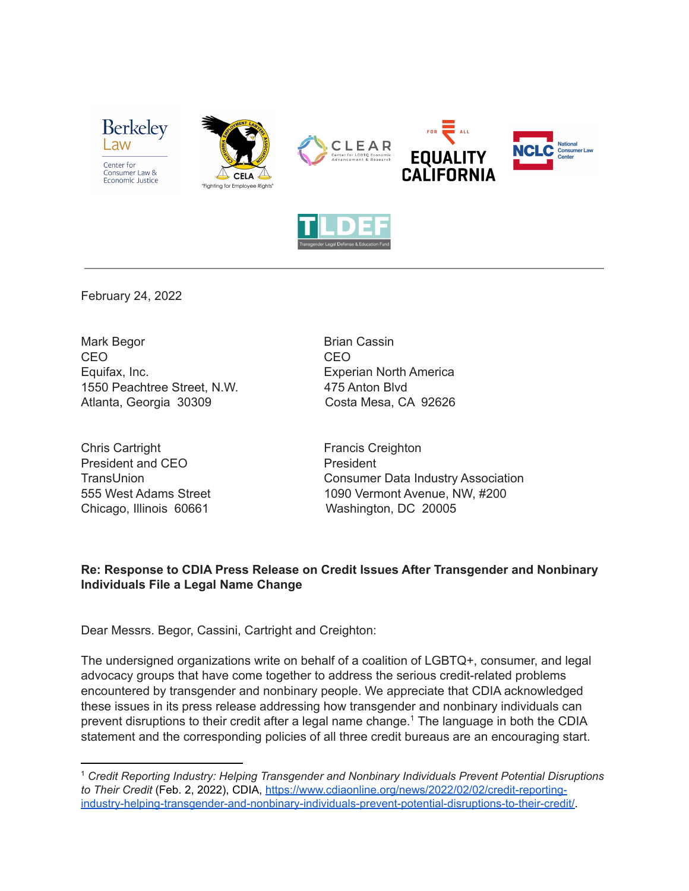February 24, 2022

Mark Begor
CEO
Equifax, Inc.
1550 Peachtree Street, N.W.
Atlanta, Georgia 30309

Brian Cassin
CEO
Experian North America
475 Anton Blvd
Costa Mesa, CA 92626

Chris Cartright
President and CEO
TransUnion
555 West Adams Street
Chicago, Illinois 60661

Francis Creighton
President
Consumer Data Industry Association
1090 Vermont Avenue, NW, #200
Washington, DC 20005

**Re: Response to CDIA Press Release on Credit Issues After Transgender and Nonbinary Individuals File a Legal Name Change**

Dear Messrs. Begor, Cassini, Cartright and Creighton:

The undersigned organizations write on behalf of a coalition of LGBTQ+, consumer, and legal advocacy groups that have come together to address the serious credit-related problems encountered by transgender and nonbinary people. We appreciate that CDIA acknowledged these issues in its press release addressing how transgender and nonbinary individuals can prevent disruptions to their credit after a legal name change.[1] The language in both the CDIA statement and the corresponding policies of all three credit bureaus are an encouraging start.

---

[1] *Credit Reporting Industry: Helping Transgender and Nonbinary Individuals Prevent Potential Disruptions to Their Credit* (Feb. 2, 2022), CDIA, https://www.cdiaonline.org/news/2022/02/02/credit-reporting-industry-helping-transgender-and-nonbinary-individuals-prevent-potential-disruptions-to-their-credit/.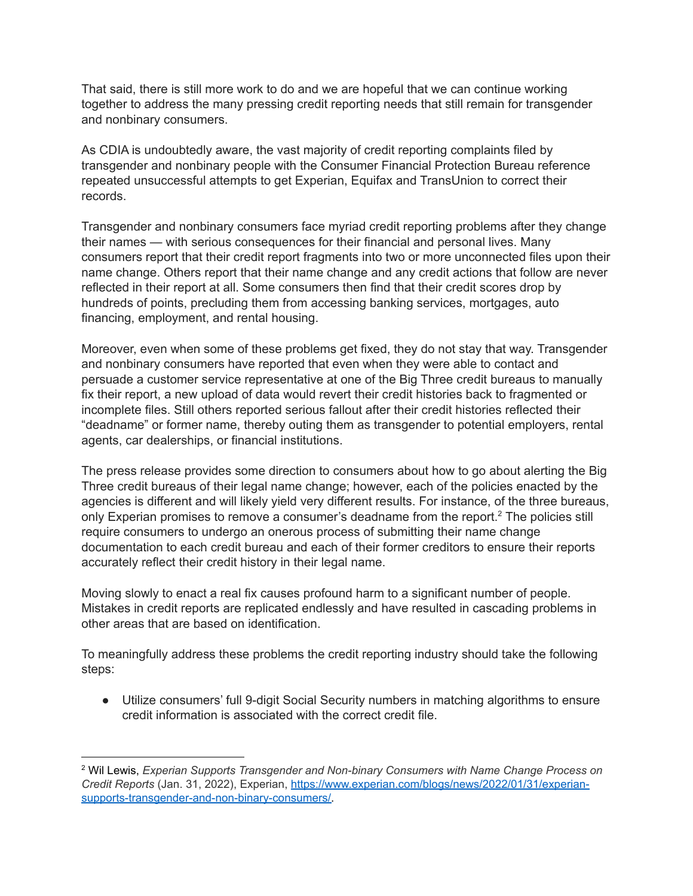That said, there is still more work to do and we are hopeful that we can continue working together to address the many pressing credit reporting needs that still remain for transgender and nonbinary consumers.

As CDIA is undoubtedly aware, the vast majority of credit reporting complaints filed by transgender and nonbinary people with the Consumer Financial Protection Bureau reference repeated unsuccessful attempts to get Experian, Equifax and TransUnion to correct their records.

Transgender and nonbinary consumers face myriad credit reporting problems after they change their names — with serious consequences for their financial and personal lives. Many consumers report that their credit report fragments into two or more unconnected files upon their name change. Others report that their name change and any credit actions that follow are never reflected in their report at all. Some consumers then find that their credit scores drop by hundreds of points, precluding them from accessing banking services, mortgages, auto financing, employment, and rental housing.

Moreover, even when some of these problems get fixed, they do not stay that way. Transgender and nonbinary consumers have reported that even when they were able to contact and persuade a customer service representative at one of the Big Three credit bureaus to manually fix their report, a new upload of data would revert their credit histories back to fragmented or incomplete files. Still others reported serious fallout after their credit histories reflected their "deadname" or former name, thereby outing them as transgender to potential employers, rental agents, car dealerships, or financial institutions.

The press release provides some direction to consumers about how to go about alerting the Big Three credit bureaus of their legal name change; however, each of the policies enacted by the agencies is different and will likely yield very different results. For instance, of the three bureaus, only Experian promises to remove a consumer's deadname from the report.[2] The policies still require consumers to undergo an onerous process of submitting their name change documentation to each credit bureau and each of their former creditors to ensure their reports accurately reflect their credit history in their legal name.

Moving slowly to enact a real fix causes profound harm to a significant number of people. Mistakes in credit reports are replicated endlessly and have resulted in cascading problems in other areas that are based on identification.

To meaningfully address these problems the credit reporting industry should take the following steps:

- Utilize consumers' full 9-digit Social Security numbers in matching algorithms to ensure credit information is associated with the correct credit file.

---

[2] Wil Lewis, *Experian Supports Transgender and Non-binary Consumers with Name Change Process on Credit Reports* (Jan. 31, 2022), Experian, https://www.experian.com/blogs/news/2022/01/31/experian-supports-transgender-and-non-binary-consumers/.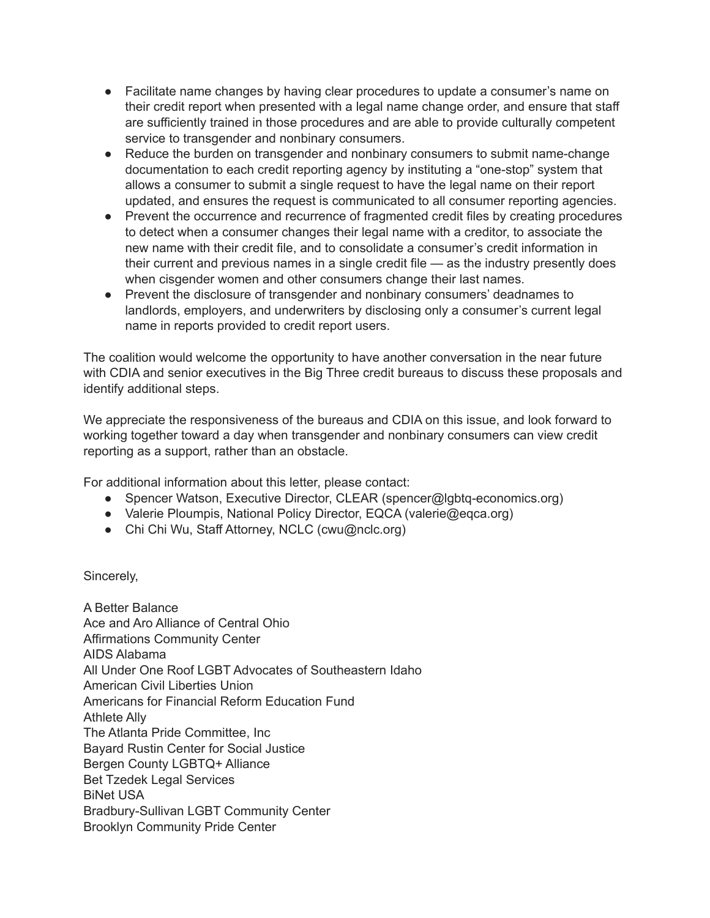- Facilitate name changes by having clear procedures to update a consumer's name on their credit report when presented with a legal name change order, and ensure that staff are sufficiently trained in those procedures and are able to provide culturally competent service to transgender and nonbinary consumers.
- Reduce the burden on transgender and nonbinary consumers to submit name-change documentation to each credit reporting agency by instituting a "one-stop" system that allows a consumer to submit a single request to have the legal name on their report updated, and ensures the request is communicated to all consumer reporting agencies.
- Prevent the occurrence and recurrence of fragmented credit files by creating procedures to detect when a consumer changes their legal name with a creditor, to associate the new name with their credit file, and to consolidate a consumer's credit information in their current and previous names in a single credit file — as the industry presently does when cisgender women and other consumers change their last names.
- Prevent the disclosure of transgender and nonbinary consumers' deadnames to landlords, employers, and underwriters by disclosing only a consumer's current legal name in reports provided to credit report users.

The coalition would welcome the opportunity to have another conversation in the near future with CDIA and senior executives in the Big Three credit bureaus to discuss these proposals and identify additional steps.

We appreciate the responsiveness of the bureaus and CDIA on this issue, and look forward to working together toward a day when transgender and nonbinary consumers can view credit reporting as a support, rather than an obstacle.

For additional information about this letter, please contact:

- Spencer Watson, Executive Director, CLEAR (spencer@lgbtq-economics.org)
- Valerie Ploumpis, National Policy Director, EQCA (valerie@eqca.org)
- Chi Chi Wu, Staff Attorney, NCLC (cwu@nclc.org)

Sincerely,

A Better Balance
Ace and Aro Alliance of Central Ohio
Affirmations Community Center
AIDS Alabama
All Under One Roof LGBT Advocates of Southeastern Idaho
American Civil Liberties Union
Americans for Financial Reform Education Fund
Athlete Ally
The Atlanta Pride Committee, Inc
Bayard Rustin Center for Social Justice
Bergen County LGBTQ+ Alliance
Bet Tzedek Legal Services
BiNet USA
Bradbury-Sullivan LGBT Community Center
Brooklyn Community Pride Center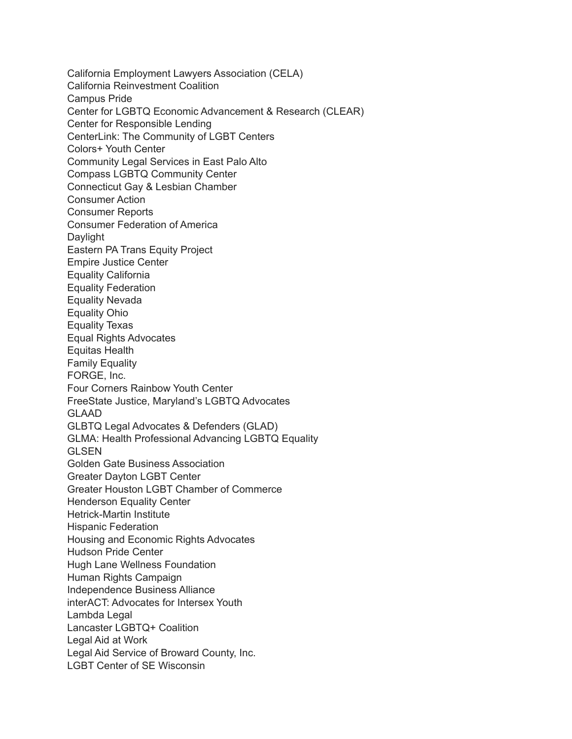California Employment Lawyers Association (CELA)
California Reinvestment Coalition
Campus Pride
Center for LGBTQ Economic Advancement & Research (CLEAR)
Center for Responsible Lending
CenterLink: The Community of LGBT Centers
Colors+ Youth Center
Community Legal Services in East Palo Alto
Compass LGBTQ Community Center
Connecticut Gay & Lesbian Chamber
Consumer Action
Consumer Reports
Consumer Federation of America
Daylight
Eastern PA Trans Equity Project
Empire Justice Center
Equality California
Equality Federation
Equality Nevada
Equality Ohio
Equality Texas
Equal Rights Advocates
Equitas Health
Family Equality
FORGE, Inc.
Four Corners Rainbow Youth Center
FreeState Justice, Maryland's LGBTQ Advocates
GLAAD
GLBTQ Legal Advocates & Defenders (GLAD)
GLMA: Health Professional Advancing LGBTQ Equality
GLSEN
Golden Gate Business Association
Greater Dayton LGBT Center
Greater Houston LGBT Chamber of Commerce
Henderson Equality Center
Hetrick-Martin Institute
Hispanic Federation
Housing and Economic Rights Advocates
Hudson Pride Center
Hugh Lane Wellness Foundation
Human Rights Campaign
Independence Business Alliance
interACT: Advocates for Intersex Youth
Lambda Legal
Lancaster LGBTQ+ Coalition
Legal Aid at Work
Legal Aid Service of Broward County, Inc.
LGBT Center of SE Wisconsin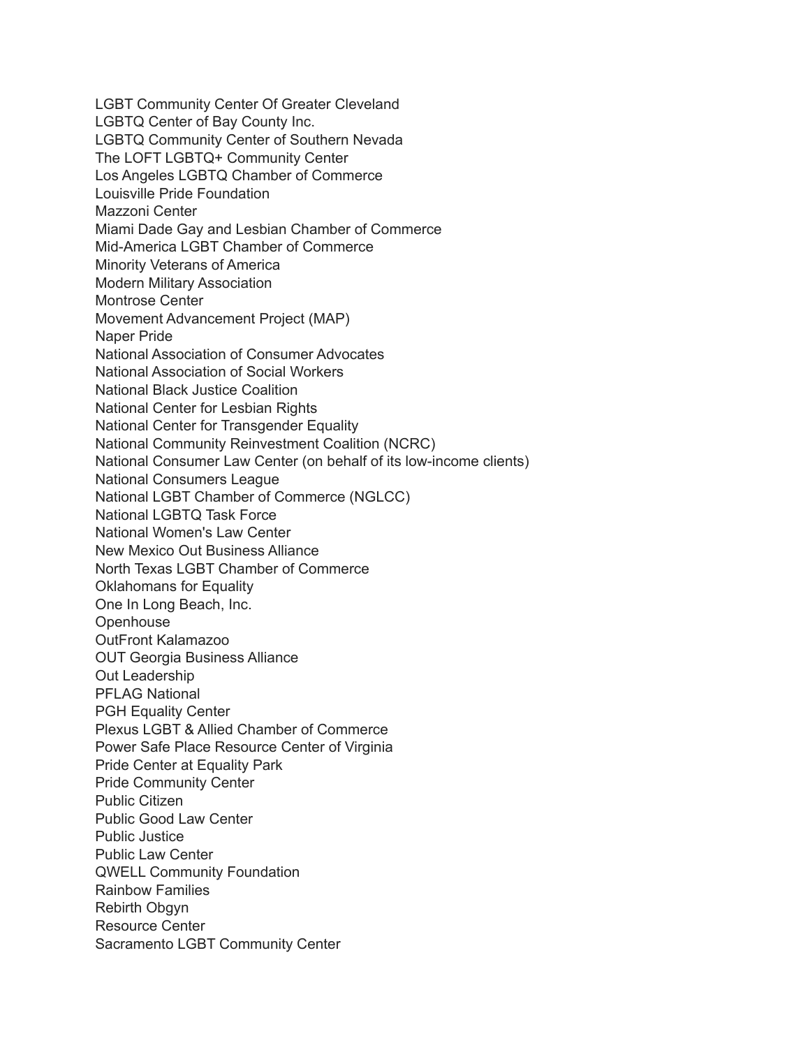LGBT Community Center Of Greater Cleveland
LGBTQ Center of Bay County Inc.
LGBTQ Community Center of Southern Nevada
The LOFT LGBTQ+ Community Center
Los Angeles LGBTQ Chamber of Commerce
Louisville Pride Foundation
Mazzoni Center
Miami Dade Gay and Lesbian Chamber of Commerce
Mid-America LGBT Chamber of Commerce
Minority Veterans of America
Modern Military Association
Montrose Center
Movement Advancement Project (MAP)
Naper Pride
National Association of Consumer Advocates
National Association of Social Workers
National Black Justice Coalition
National Center for Lesbian Rights
National Center for Transgender Equality
National Community Reinvestment Coalition (NCRC)
National Consumer Law Center (on behalf of its low-income clients)
National Consumers League
National LGBT Chamber of Commerce (NGLCC)
National LGBTQ Task Force
National Women's Law Center
New Mexico Out Business Alliance
North Texas LGBT Chamber of Commerce
Oklahomans for Equality
One In Long Beach, Inc.
Openhouse
OutFront Kalamazoo
OUT Georgia Business Alliance
Out Leadership
PFLAG National
PGH Equality Center
Plexus LGBT & Allied Chamber of Commerce
Power Safe Place Resource Center of Virginia
Pride Center at Equality Park
Pride Community Center
Public Citizen
Public Good Law Center
Public Justice
Public Law Center
QWELL Community Foundation
Rainbow Families
Rebirth Obgyn
Resource Center
Sacramento LGBT Community Center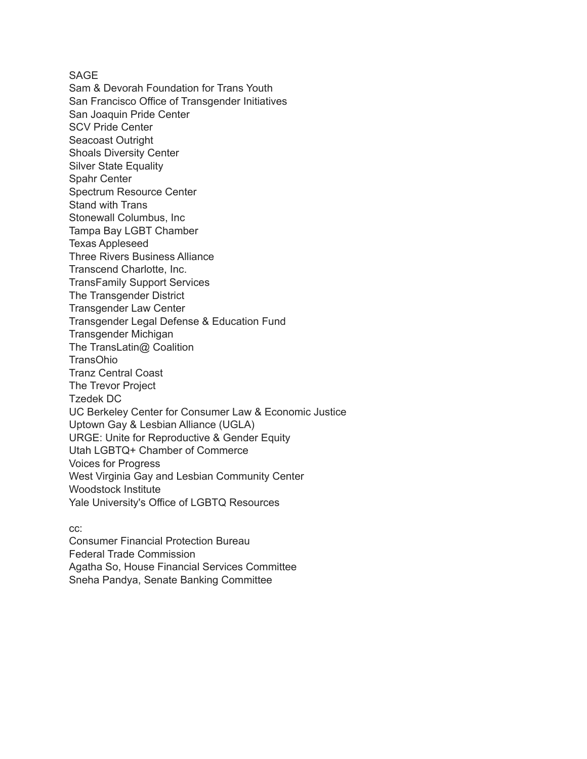SAGE
Sam & Devorah Foundation for Trans Youth
San Francisco Office of Transgender Initiatives
San Joaquin Pride Center
SCV Pride Center
Seacoast Outright
Shoals Diversity Center
Silver State Equality
Spahr Center
Spectrum Resource Center
Stand with Trans
Stonewall Columbus, Inc
Tampa Bay LGBT Chamber
Texas Appleseed
Three Rivers Business Alliance
Transcend Charlotte, Inc.
TransFamily Support Services
The Transgender District
Transgender Law Center
Transgender Legal Defense & Education Fund
Transgender Michigan
The TransLatin@ Coalition
TransOhio
Tranz Central Coast
The Trevor Project
Tzedek DC
UC Berkeley Center for Consumer Law & Economic Justice
Uptown Gay & Lesbian Alliance (UGLA)
URGE: Unite for Reproductive & Gender Equity
Utah LGBTQ+ Chamber of Commerce
Voices for Progress
West Virginia Gay and Lesbian Community Center
Woodstock Institute
Yale University's Office of LGBTQ Resources

cc:
Consumer Financial Protection Bureau
Federal Trade Commission
Agatha So, House Financial Services Committee
Sneha Pandya, Senate Banking Committee